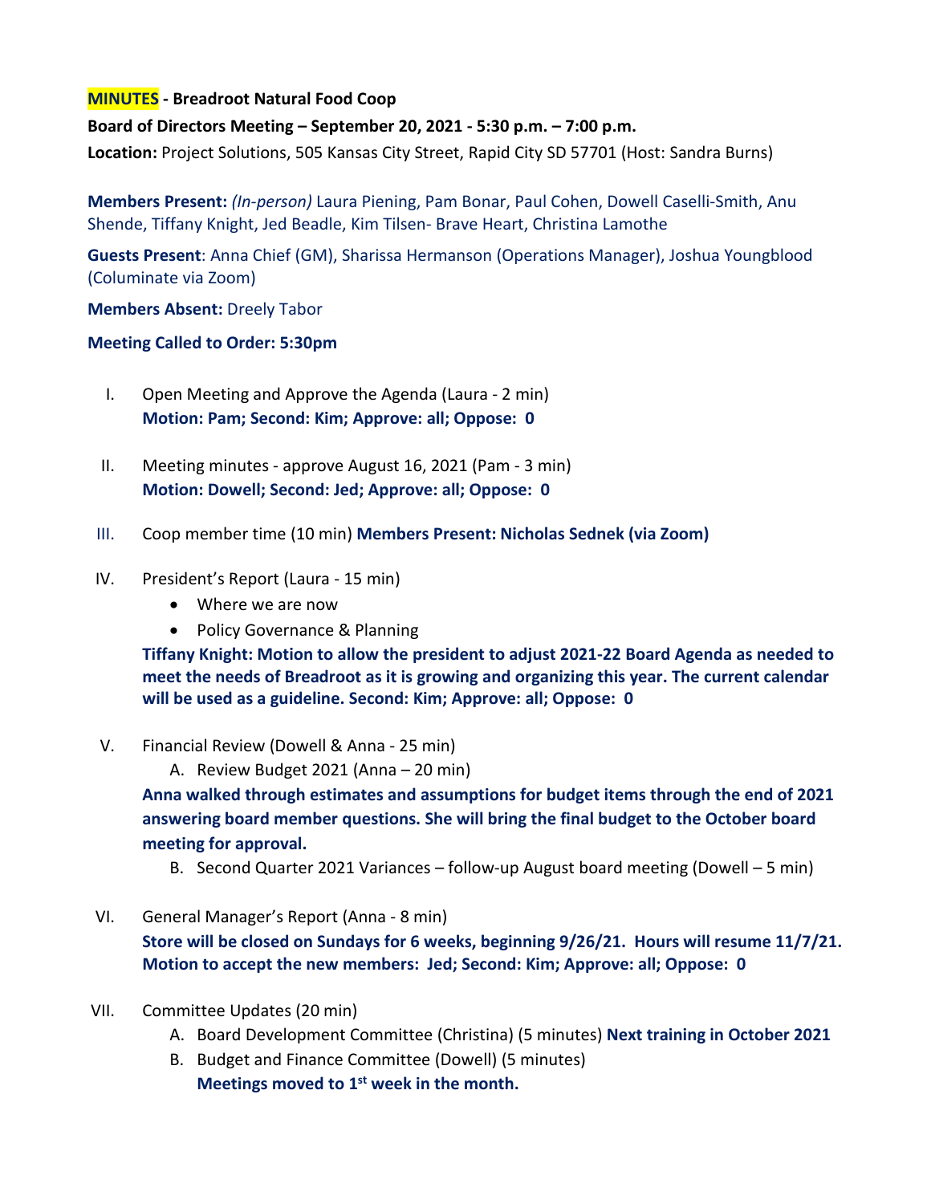**MINUTES - Breadroot Natural Food Coop**

**Board of Directors Meeting – September 20, 2021 - 5:30 p.m. – 7:00 p.m.**

**Location:** Project Solutions, 505 Kansas City Street, Rapid City SD 57701 (Host: Sandra Burns)

**Members Present:** *(In-person)* Laura Piening, Pam Bonar, Paul Cohen, Dowell Caselli-Smith, Anu Shende, Tiffany Knight, Jed Beadle, Kim Tilsen- Brave Heart, Christina Lamothe

**Guests Present**: Anna Chief (GM), Sharissa Hermanson (Operations Manager), Joshua Youngblood (Columinate via Zoom)

**Members Absent:** Dreely Tabor

**Meeting Called to Order: 5:30pm**

I. Open Meeting and Approve the Agenda (Laura - 2 min)
   **Motion: Pam; Second: Kim; Approve: all; Oppose: 0**

II. Meeting minutes - approve August 16, 2021 (Pam - 3 min)
   **Motion: Dowell; Second: Jed; Approve: all; Oppose: 0**

III. Coop member time (10 min) **Members Present: Nicholas Sednek (via Zoom)**

IV. President's Report (Laura - 15 min)
   - Where we are now
   - Policy Governance & Planning

   **Tiffany Knight: Motion to allow the president to adjust 2021-22 Board Agenda as needed to meet the needs of Breadroot as it is growing and organizing this year. The current calendar will be used as a guideline. Second: Kim; Approve: all; Oppose: 0**

V. Financial Review (Dowell & Anna - 25 min)
   A. Review Budget 2021 (Anna – 20 min)

   **Anna walked through estimates and assumptions for budget items through the end of 2021 answering board member questions. She will bring the final budget to the October board meeting for approval.**

   B. Second Quarter 2021 Variances – follow-up August board meeting (Dowell – 5 min)

VI. General Manager's Report (Anna - 8 min)
   **Store will be closed on Sundays for 6 weeks, beginning 9/26/21. Hours will resume 11/7/21.**
   **Motion to accept the new members: Jed; Second: Kim; Approve: all; Oppose: 0**

VII. Committee Updates (20 min)
   A. Board Development Committee (Christina) (5 minutes) **Next training in October 2021**
   B. Budget and Finance Committee (Dowell) (5 minutes)
      **Meetings moved to 1st week in the month.**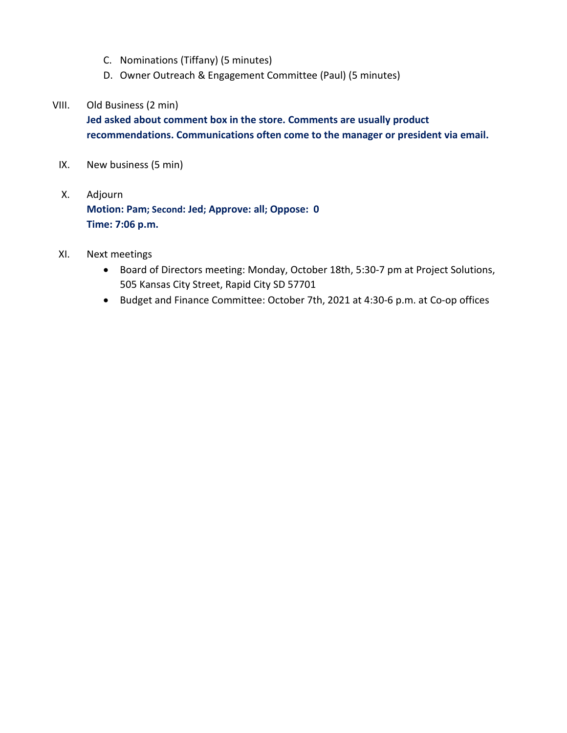C. Nominations (Tiffany) (5 minutes)
   D. Owner Outreach & Engagement Committee (Paul) (5 minutes)

VIII. Old Business (2 min)
**Jed asked about comment box in the store. Comments are usually product recommendations. Communications often come to the manager or president via email.**

IX. New business (5 min)

X. Adjourn
**Motion: Pam; Second: Jed; Approve: all; Oppose: 0**
**Time: 7:06 p.m.**

XI. Next meetings

- Board of Directors meeting: Monday, October 18th, 5:30-7 pm at Project Solutions, 505 Kansas City Street, Rapid City SD 57701
- Budget and Finance Committee: October 7th, 2021 at 4:30-6 p.m. at Co-op offices